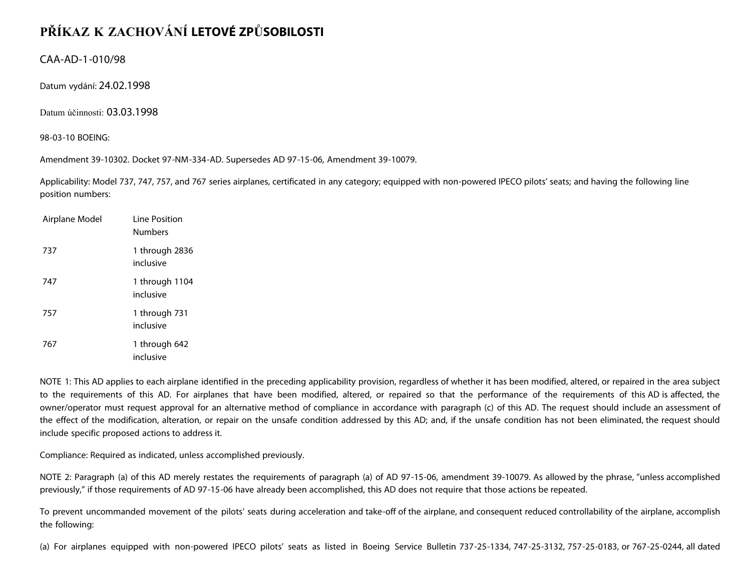# PŘÍKAZ K ZACHOVÁNÍ LETOVÉ ZPŮSOBILOSTI

CAA-AD-1-010/98

Datum vydání: 24.02.1998

Datum účinnosti: 03.03.1998

98-03-10 BOEING:

Amendment 39-10302. Docket 97-NM-334-AD. Supersedes AD 97-15-06, Amendment 39-10079.

Applicability: Model 737, 747, 757, and 767 series airplanes, certificated in any category; equipped with non-powered IPECO pilots' seats; and having the following line position numbers:

| Airplane Model | Line Position Numbers |
|---|---|
| 737 | 1 through 2836 inclusive |
| 747 | 1 through 1104 inclusive |
| 757 | 1 through 731 inclusive |
| 767 | 1 through 642 inclusive |

NOTE 1: This AD applies to each airplane identified in the preceding applicability provision, regardless of whether it has been modified, altered, or repaired in the area subject to the requirements of this AD. For airplanes that have been modified, altered, or repaired so that the performance of the requirements of this AD is affected, the owner/operator must request approval for an alternative method of compliance in accordance with paragraph (c) of this AD. The request should include an assessment of the effect of the modification, alteration, or repair on the unsafe condition addressed by this AD; and, if the unsafe condition has not been eliminated, the request should include specific proposed actions to address it.

Compliance: Required as indicated, unless accomplished previously.

NOTE 2: Paragraph (a) of this AD merely restates the requirements of paragraph (a) of AD 97-15-06, amendment 39-10079. As allowed by the phrase, "unless accomplished previously," if those requirements of AD 97-15-06 have already been accomplished, this AD does not require that those actions be repeated.

To prevent uncommanded movement of the pilots' seats during acceleration and take-off of the airplane, and consequent reduced controllability of the airplane, accomplish the following:

(a) For airplanes equipped with non-powered IPECO pilots' seats as listed in Boeing Service Bulletin 737-25-1334, 747-25-3132, 757-25-0183, or 767-25-0244, all dated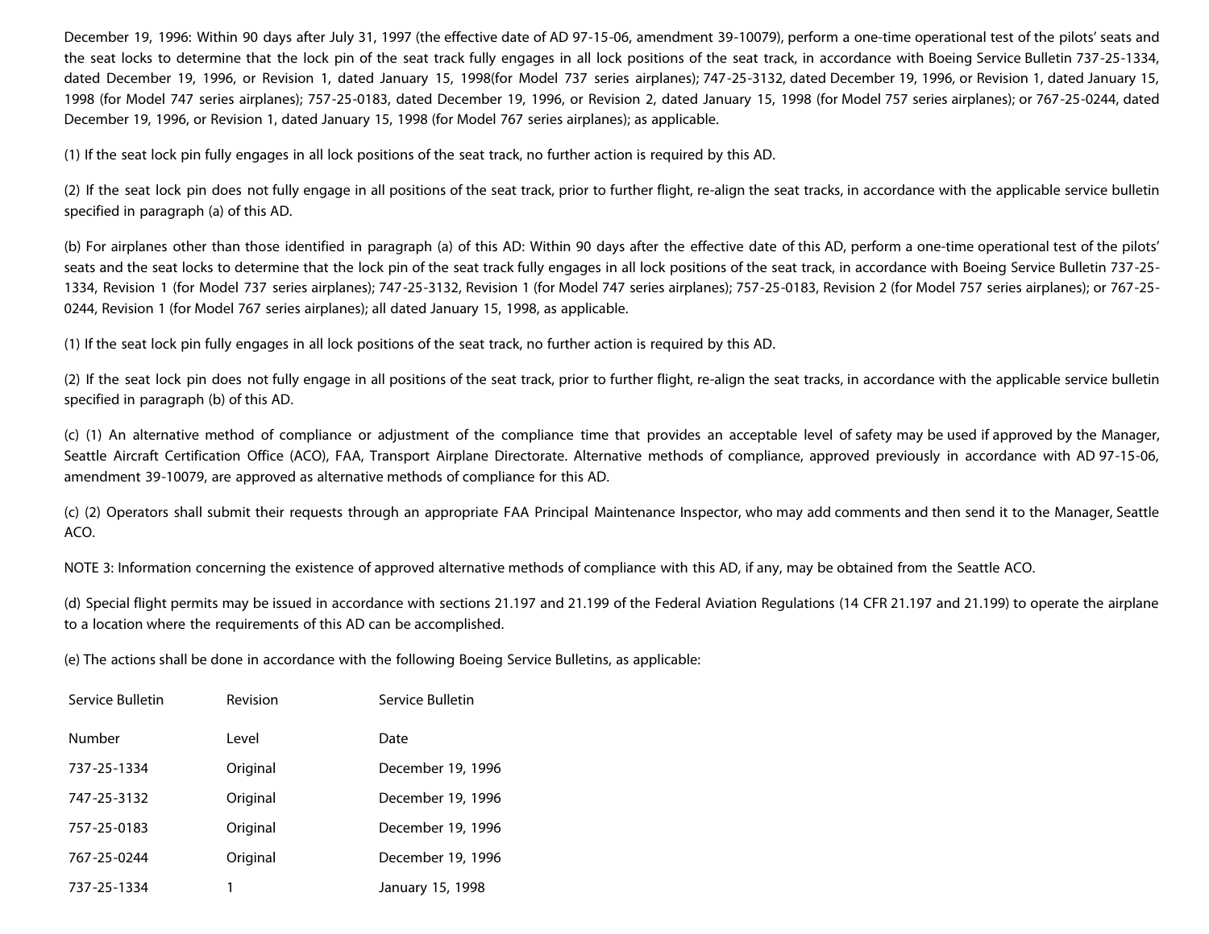December 19, 1996: Within 90 days after July 31, 1997 (the effective date of AD 97-15-06, amendment 39-10079), perform a one-time operational test of the pilots' seats and the seat locks to determine that the lock pin of the seat track fully engages in all lock positions of the seat track, in accordance with Boeing Service Bulletin 737-25-1334, dated December 19, 1996, or Revision 1, dated January 15, 1998(for Model 737 series airplanes); 747-25-3132, dated December 19, 1996, or Revision 1, dated January 15, 1998 (for Model 747 series airplanes); 757-25-0183, dated December 19, 1996, or Revision 2, dated January 15, 1998 (for Model 757 series airplanes); or 767-25-0244, dated December 19, 1996, or Revision 1, dated January 15, 1998 (for Model 767 series airplanes); as applicable.

(1) If the seat lock pin fully engages in all lock positions of the seat track, no further action is required by this AD.

(2) If the seat lock pin does not fully engage in all positions of the seat track, prior to further flight, re-align the seat tracks, in accordance with the applicable service bulletin specified in paragraph (a) of this AD.

(b) For airplanes other than those identified in paragraph (a) of this AD: Within 90 days after the effective date of this AD, perform a one-time operational test of the pilots' seats and the seat locks to determine that the lock pin of the seat track fully engages in all lock positions of the seat track, in accordance with Boeing Service Bulletin 737-25-1334, Revision 1 (for Model 737 series airplanes); 747-25-3132, Revision 1 (for Model 747 series airplanes); 757-25-0183, Revision 2 (for Model 757 series airplanes); or 767-25-0244, Revision 1 (for Model 767 series airplanes); all dated January 15, 1998, as applicable.

(1) If the seat lock pin fully engages in all lock positions of the seat track, no further action is required by this AD.

(2) If the seat lock pin does not fully engage in all positions of the seat track, prior to further flight, re-align the seat tracks, in accordance with the applicable service bulletin specified in paragraph (b) of this AD.

(c) (1) An alternative method of compliance or adjustment of the compliance time that provides an acceptable level of safety may be used if approved by the Manager, Seattle Aircraft Certification Office (ACO), FAA, Transport Airplane Directorate. Alternative methods of compliance, approved previously in accordance with AD 97-15-06, amendment 39-10079, are approved as alternative methods of compliance for this AD.

(c) (2) Operators shall submit their requests through an appropriate FAA Principal Maintenance Inspector, who may add comments and then send it to the Manager, Seattle ACO.

NOTE 3: Information concerning the existence of approved alternative methods of compliance with this AD, if any, may be obtained from the Seattle ACO.

(d) Special flight permits may be issued in accordance with sections 21.197 and 21.199 of the Federal Aviation Regulations (14 CFR 21.197 and 21.199) to operate the airplane to a location where the requirements of this AD can be accomplished.

(e) The actions shall be done in accordance with the following Boeing Service Bulletins, as applicable:

| Service Bulletin Number | Revision Level | Service Bulletin Date |
|---|---|---|
| 737-25-1334 | Original | December 19, 1996 |
| 747-25-3132 | Original | December 19, 1996 |
| 757-25-0183 | Original | December 19, 1996 |
| 767-25-0244 | Original | December 19, 1996 |
| 737-25-1334 | 1 | January 15, 1998 |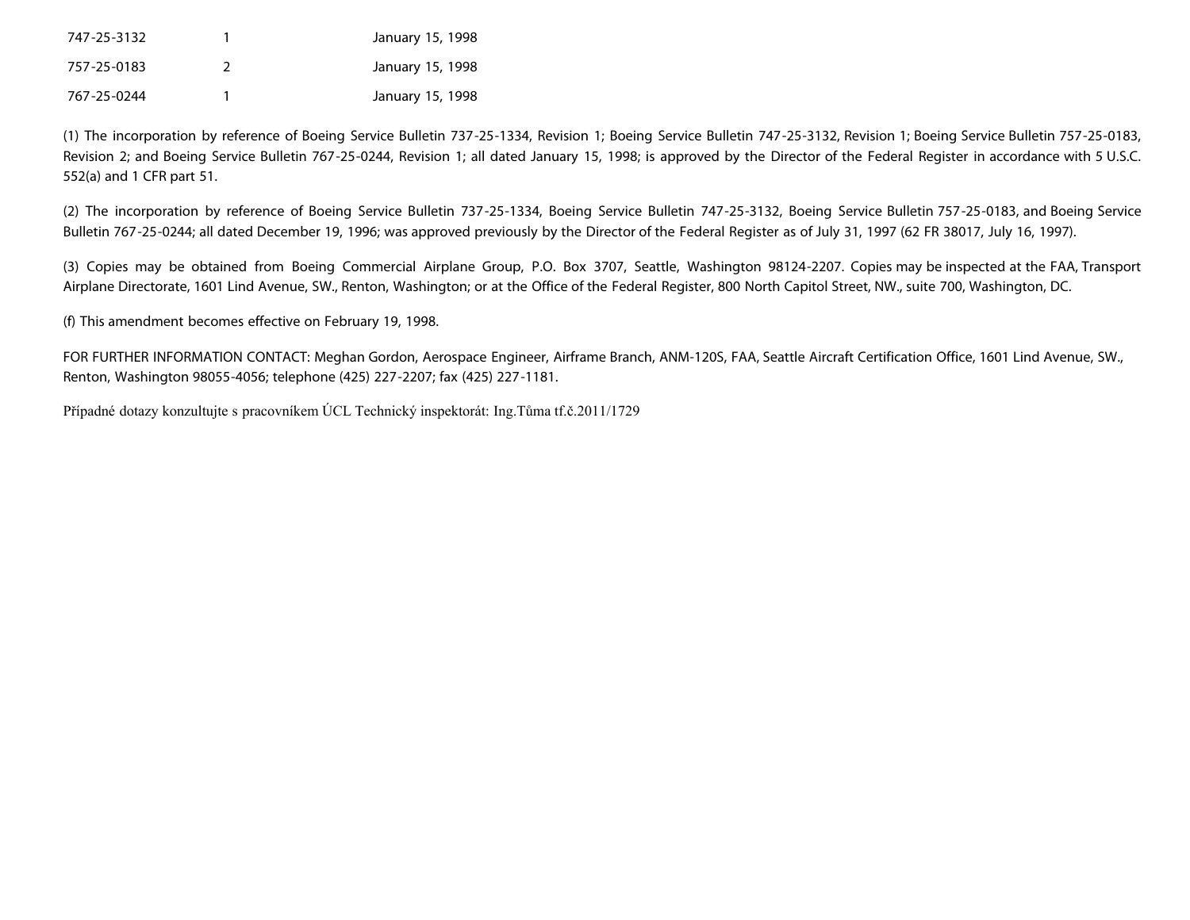| | | |
|---|---|---|
| 747-25-3132 | 1 | January 15, 1998 |
| 757-25-0183 | 2 | January 15, 1998 |
| 767-25-0244 | 1 | January 15, 1998 |

(1) The incorporation by reference of Boeing Service Bulletin 737-25-1334, Revision 1; Boeing Service Bulletin 747-25-3132, Revision 1; Boeing Service Bulletin 757-25-0183, Revision 2; and Boeing Service Bulletin 767-25-0244, Revision 1; all dated January 15, 1998; is approved by the Director of the Federal Register in accordance with 5 U.S.C. 552(a) and 1 CFR part 51.

(2) The incorporation by reference of Boeing Service Bulletin 737-25-1334, Boeing Service Bulletin 747-25-3132, Boeing Service Bulletin 757-25-0183, and Boeing Service Bulletin 767-25-0244; all dated December 19, 1996; was approved previously by the Director of the Federal Register as of July 31, 1997 (62 FR 38017, July 16, 1997).

(3) Copies may be obtained from Boeing Commercial Airplane Group, P.O. Box 3707, Seattle, Washington 98124-2207. Copies may be inspected at the FAA, Transport Airplane Directorate, 1601 Lind Avenue, SW., Renton, Washington; or at the Office of the Federal Register, 800 North Capitol Street, NW., suite 700, Washington, DC.

(f) This amendment becomes effective on February 19, 1998.

FOR FURTHER INFORMATION CONTACT: Meghan Gordon, Aerospace Engineer, Airframe Branch, ANM-120S, FAA, Seattle Aircraft Certification Office, 1601 Lind Avenue, SW., Renton, Washington 98055-4056; telephone (425) 227-2207; fax (425) 227-1181.

Případné dotazy konzultujte s pracovníkem ÚCL Technický inspektorát: Ing.Tůma tf.č.2011/1729